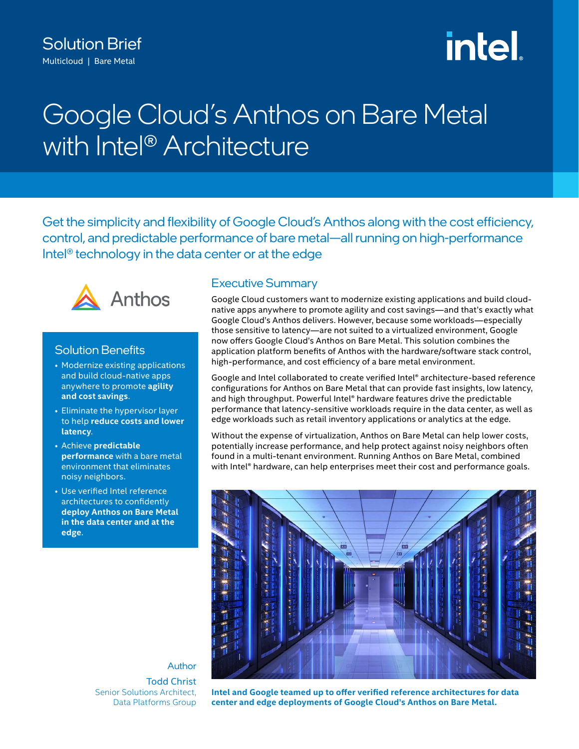Solution Brief

Multicloud | Bare Metal

# Google Cloud's Anthos on Bare Metal with Intel® Architecture

Get the simplicity and flexibility of Google Cloud's Anthos along with the cost efficiency, control, and predictable performance of bare metal—all running on high-performance Intel® technology in the data center or at the edge

Anthos

## Solution Benefits

- Modernize existing applications and build cloud-native apps anywhere to promote **agility and cost savings**.
- Eliminate the hypervisor layer to help **reduce costs and lower latency**.
- Achieve **predictable performance** with a bare metal environment that eliminates noisy neighbors.
- Use verified Intel reference architectures to confidently **deploy Anthos on Bare Metal in the data center and at the edge**.

## Executive Summary

Google Cloud customers want to modernize existing applications and build cloud-native apps anywhere to promote agility and cost savings—and that's exactly what Google Cloud's Anthos delivers. However, because some workloads—especially those sensitive to latency—are not suited to a virtualized environment, Google now offers Google Cloud's Anthos on Bare Metal. This solution combines the application platform benefits of Anthos with the hardware/software stack control, high-performance, and cost efficiency of a bare metal environment.

Google and Intel collaborated to create verified Intel® architecture-based reference configurations for Anthos on Bare Metal that can provide fast insights, low latency, and high throughput. Powerful Intel® hardware features drive the predictable performance that latency-sensitive workloads require in the data center, as well as edge workloads such as retail inventory applications or analytics at the edge.

Without the expense of virtualization, Anthos on Bare Metal can help lower costs, potentially increase performance, and help protect against noisy neighbors often found in a multi-tenant environment. Running Anthos on Bare Metal, combined with Intel® hardware, can help enterprises meet their cost and performance goals.

**Intel and Google teamed up to offer verified reference architectures for data center and edge deployments of Google Cloud's Anthos on Bare Metal.**

Author

Todd Christ
Senior Solutions Architect,
Data Platforms Group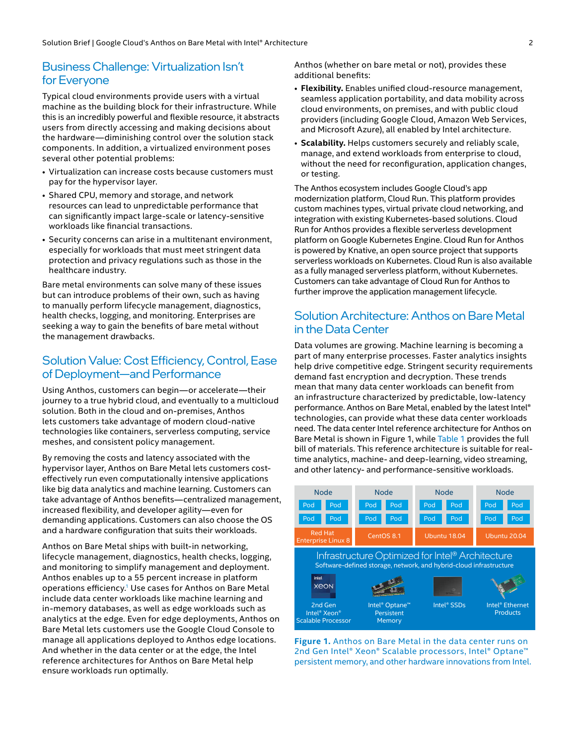## Business Challenge: Virtualization Isn't for Everyone

Typical cloud environments provide users with a virtual machine as the building block for their infrastructure. While this is an incredibly powerful and flexible resource, it abstracts users from directly accessing and making decisions about the hardware—diminishing control over the solution stack components. In addition, a virtualized environment poses several other potential problems:

- Virtualization can increase costs because customers must pay for the hypervisor layer.
- Shared CPU, memory and storage, and network resources can lead to unpredictable performance that can significantly impact large-scale or latency-sensitive workloads like financial transactions.
- Security concerns can arise in a multitenant environment, especially for workloads that must meet stringent data protection and privacy regulations such as those in the healthcare industry.

Bare metal environments can solve many of these issues but can introduce problems of their own, such as having to manually perform lifecycle management, diagnostics, health checks, logging, and monitoring. Enterprises are seeking a way to gain the benefits of bare metal without the management drawbacks.

## Solution Value: Cost Efficiency, Control, Ease of Deployment—and Performance

Using Anthos, customers can begin—or accelerate—their journey to a true hybrid cloud, and eventually to a multicloud solution. Both in the cloud and on-premises, Anthos lets customers take advantage of modern cloud-native technologies like containers, serverless computing, service meshes, and consistent policy management.

By removing the costs and latency associated with the hypervisor layer, Anthos on Bare Metal lets customers cost-effectively run even computationally intensive applications like big data analytics and machine learning. Customers can take advantage of Anthos benefits—centralized management, increased flexibility, and developer agility—even for demanding applications. Customers can also choose the OS and a hardware configuration that suits their workloads.

Anthos on Bare Metal ships with built-in networking, lifecycle management, diagnostics, health checks, logging, and monitoring to simplify management and deployment. Anthos enables up to a 55 percent increase in platform operations efficiency.[1] Use cases for Anthos on Bare Metal include data center workloads like machine learning and in-memory databases, as well as edge workloads such as analytics at the edge. Even for edge deployments, Anthos on Bare Metal lets customers use the Google Cloud Console to manage all applications deployed to Anthos edge locations. And whether in the data center or at the edge, the Intel reference architectures for Anthos on Bare Metal help ensure workloads run optimally.

Anthos (whether on bare metal or not), provides these additional benefits:

- **Flexibility.** Enables unified cloud-resource management, seamless application portability, and data mobility across cloud environments, on premises, and with public cloud providers (including Google Cloud, Amazon Web Services, and Microsoft Azure), all enabled by Intel architecture.
- **Scalability.** Helps customers securely and reliably scale, manage, and extend workloads from enterprise to cloud, without the need for reconfiguration, application changes, or testing.

The Anthos ecosystem includes Google Cloud's app modernization platform, Cloud Run. This platform provides custom machines types, virtual private cloud networking, and integration with existing Kubernetes-based solutions. Cloud Run for Anthos provides a flexible serverless development platform on Google Kubernetes Engine. Cloud Run for Anthos is powered by Knative, an open source project that supports serverless workloads on Kubernetes. Cloud Run is also available as a fully managed serverless platform, without Kubernetes. Customers can take advantage of Cloud Run for Anthos to further improve the application management lifecycle.

## Solution Architecture: Anthos on Bare Metal in the Data Center

Data volumes are growing. Machine learning is becoming a part of many enterprise processes. Faster analytics insights help drive competitive edge. Stringent security requirements demand fast encryption and decryption. These trends mean that many data center workloads can benefit from an infrastructure characterized by predictable, low-latency performance. Anthos on Bare Metal, enabled by the latest Intel® technologies, can provide what these data center workloads need. The data center Intel reference architecture for Anthos on Bare Metal is shown in Figure 1, while Table 1 provides the full bill of materials. This reference architecture is suitable for real-time analytics, machine- and deep-learning, video streaming, and other latency- and performance-sensitive workloads.

| Node | Node | Node | Node |
|---|---|---|---|
| Pod Pod Pod Pod | Pod Pod Pod Pod | Pod Pod Pod Pod | Pod Pod Pod Pod |
| Red Hat Enterprise Linux 8 | CentOS 8.1 | Ubuntu 18.04 | Ubuntu 20.04 |

**Infrastructure Optimized for Intel® Architecture**
Software-defined storage, network, and hybrid-cloud infrastructure

- 2nd Gen Intel® Xeon® Scalable Processor
- Intel® Optane™ Persistent Memory
- Intel® SSDs
- Intel® Ethernet Products

**Figure 1.** Anthos on Bare Metal in the data center runs on 2nd Gen Intel® Xeon® Scalable processors, Intel® Optane™ persistent memory, and other hardware innovations from Intel.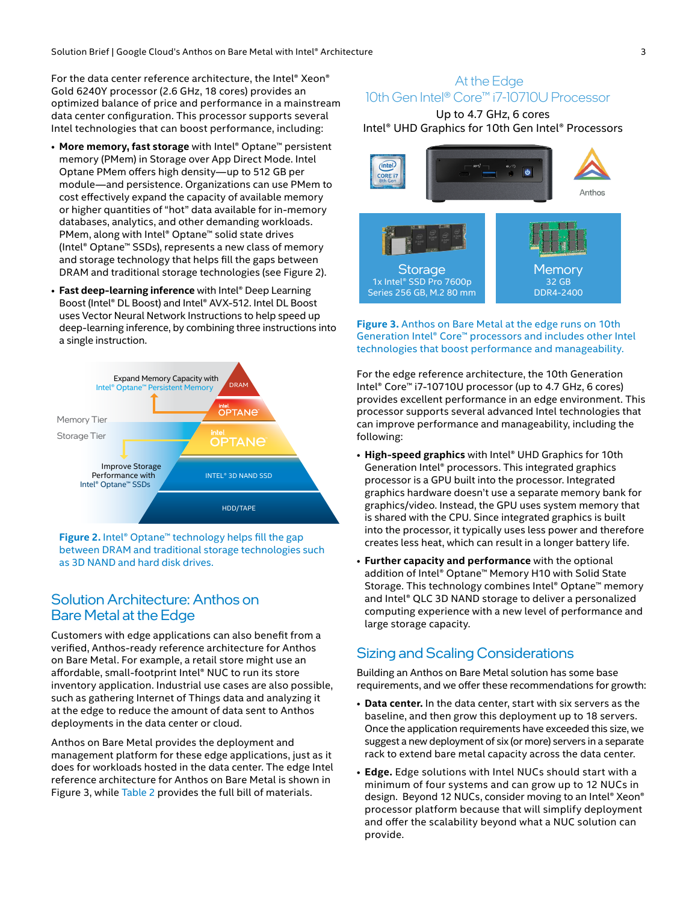For the data center reference architecture, the Intel® Xeon® Gold 6240Y processor (2.6 GHz, 18 cores) provides an optimized balance of price and performance in a mainstream data center configuration. This processor supports several Intel technologies that can boost performance, including:

- **More memory, fast storage** with Intel® Optane™ persistent memory (PMem) in Storage over App Direct Mode. Intel Optane PMem offers high density—up to 512 GB per module—and persistence. Organizations can use PMem to cost effectively expand the capacity of available memory or higher quantities of "hot" data available for in-memory databases, analytics, and other demanding workloads. PMem, along with Intel® Optane™ solid state drives (Intel® Optane™ SSDs), represents a new class of memory and storage technology that helps fill the gaps between DRAM and traditional storage technologies (see Figure 2).
- **Fast deep-learning inference** with Intel® Deep Learning Boost (Intel® DL Boost) and Intel® AVX-512. Intel DL Boost uses Vector Neural Network Instructions to help speed up deep-learning inference, by combining three instructions into a single instruction.

Expand Memory Capacity with Intel® Optane™ Persistent Memory

DRAM

Intel OPTANE

Memory Tier

Storage Tier

Intel OPTANE

Improve Storage Performance with Intel® Optane™ SSDs

INTEL® 3D NAND SSD

HDD/TAPE

**Figure 2.** Intel® Optane™ technology helps fill the gap between DRAM and traditional storage technologies such as 3D NAND and hard disk drives.

## Solution Architecture: Anthos on Bare Metal at the Edge

Customers with edge applications can also benefit from a verified, Anthos-ready reference architecture for Anthos on Bare Metal. For example, a retail store might use an affordable, small-footprint Intel® NUC to run its store inventory application. Industrial use cases are also possible, such as gathering Internet of Things data and analyzing it at the edge to reduce the amount of data sent to Anthos deployments in the data center or cloud.

Anthos on Bare Metal provides the deployment and management platform for these edge applications, just as it does for workloads hosted in the data center. The edge Intel reference architecture for Anthos on Bare Metal is shown in Figure 3, while Table 2 provides the full bill of materials.

At the Edge
10th Gen Intel® Core™ i7-10710U Processor
Up to 4.7 GHz, 6 cores
Intel® UHD Graphics for 10th Gen Intel® Processors

Anthos

Storage
1x Intel® SSD Pro 7600p Series 256 GB, M.2 80 mm

Memory
32 GB
DDR4-2400

**Figure 3.** Anthos on Bare Metal at the edge runs on 10th Generation Intel® Core™ processors and includes other Intel technologies that boost performance and manageability.

For the edge reference architecture, the 10th Generation Intel® Core™ i7-10710U processor (up to 4.7 GHz, 6 cores) provides excellent performance in an edge environment. This processor supports several advanced Intel technologies that can improve performance and manageability, including the following:

- **High-speed graphics** with Intel® UHD Graphics for 10th Generation Intel® processors. This integrated graphics processor is a GPU built into the processor. Integrated graphics hardware doesn't use a separate memory bank for graphics/video. Instead, the GPU uses system memory that is shared with the CPU. Since integrated graphics is built into the processor, it typically uses less power and therefore creates less heat, which can result in a longer battery life.
- **Further capacity and performance** with the optional addition of Intel® Optane™ Memory H10 with Solid State Storage. This technology combines Intel® Optane™ memory and Intel® QLC 3D NAND storage to deliver a personalized computing experience with a new level of performance and large storage capacity.

## Sizing and Scaling Considerations

Building an Anthos on Bare Metal solution has some base requirements, and we offer these recommendations for growth:

- **Data center.** In the data center, start with six servers as the baseline, and then grow this deployment up to 18 servers. Once the application requirements have exceeded this size, we suggest a new deployment of six (or more) servers in a separate rack to extend bare metal capacity across the data center.
- **Edge.** Edge solutions with Intel NUCs should start with a minimum of four systems and can grow up to 12 NUCs in design. Beyond 12 NUCs, consider moving to an Intel® Xeon® processor platform because that will simplify deployment and offer the scalability beyond what a NUC solution can provide.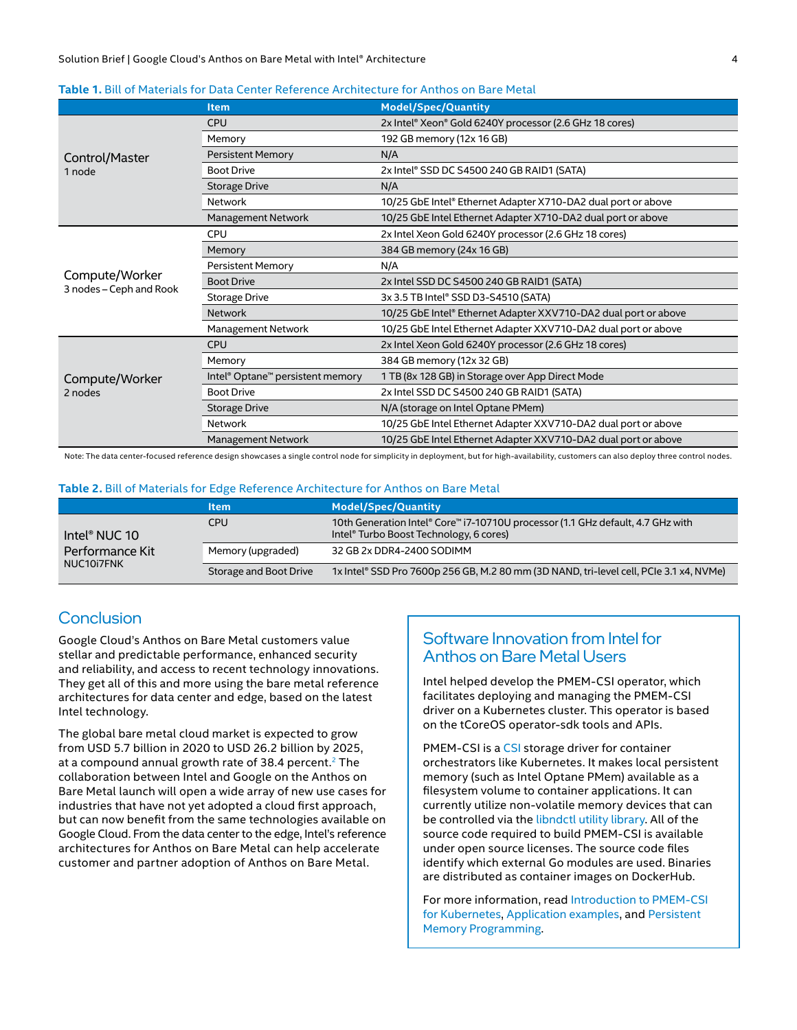**Table 1.** Bill of Materials for Data Center Reference Architecture for Anthos on Bare Metal

| | Item | Model/Spec/Quantity |
|---|---|---|
| Control/Master<br>1 node | CPU | 2x Intel® Xeon® Gold 6240Y processor (2.6 GHz 18 cores) |
| | Memory | 192 GB memory (12x 16 GB) |
| | Persistent Memory | N/A |
| | Boot Drive | 2x Intel® SSD DC S4500 240 GB RAID1 (SATA) |
| | Storage Drive | N/A |
| | Network | 10/25 GbE Intel® Ethernet Adapter X710-DA2 dual port or above |
| | Management Network | 10/25 GbE Intel Ethernet Adapter X710-DA2 dual port or above |
| Compute/Worker<br>3 nodes – Ceph and Rook | CPU | 2x Intel Xeon Gold 6240Y processor (2.6 GHz 18 cores) |
| | Memory | 384 GB memory (24x 16 GB) |
| | Persistent Memory | N/A |
| | Boot Drive | 2x Intel SSD DC S4500 240 GB RAID1 (SATA) |
| | Storage Drive | 3x 3.5 TB Intel® SSD D3-S4510 (SATA) |
| | Network | 10/25 GbE Intel® Ethernet Adapter XXV710-DA2 dual port or above |
| | Management Network | 10/25 GbE Intel Ethernet Adapter XXV710-DA2 dual port or above |
| Compute/Worker<br>2 nodes | CPU | 2x Intel Xeon Gold 6240Y processor (2.6 GHz 18 cores) |
| | Memory | 384 GB memory (12x 32 GB) |
| | Intel® Optane™ persistent memory | 1 TB (8x 128 GB) in Storage over App Direct Mode |
| | Boot Drive | 2x Intel SSD DC S4500 240 GB RAID1 (SATA) |
| | Storage Drive | N/A (storage on Intel Optane PMem) |
| | Network | 10/25 GbE Intel Ethernet Adapter XXV710-DA2 dual port or above |
| | Management Network | 10/25 GbE Intel Ethernet Adapter XXV710-DA2 dual port or above |

Note: The data center-focused reference design showcases a single control node for simplicity in deployment, but for high-availability, customers can also deploy three control nodes.

**Table 2.** Bill of Materials for Edge Reference Architecture for Anthos on Bare Metal

| | Item | Model/Spec/Quantity |
|---|---|---|
| Intel® NUC 10 Performance Kit<br>NUC10i7FNK | CPU | 10th Generation Intel® Core™ i7-10710U processor (1.1 GHz default, 4.7 GHz with Intel® Turbo Boost Technology, 6 cores) |
| | Memory (upgraded) | 32 GB 2x DDR4-2400 SODIMM |
| | Storage and Boot Drive | 1x Intel® SSD Pro 7600p 256 GB, M.2 80 mm (3D NAND, tri-level cell, PCIe 3.1 x4, NVMe) |

## Conclusion

Google Cloud's Anthos on Bare Metal customers value stellar and predictable performance, enhanced security and reliability, and access to recent technology innovations. They get all of this and more using the bare metal reference architectures for data center and edge, based on the latest Intel technology.

The global bare metal cloud market is expected to grow from USD 5.7 billion in 2020 to USD 26.2 billion by 2025, at a compound annual growth rate of 38.4 percent.[2] The collaboration between Intel and Google on the Anthos on Bare Metal launch will open a wide array of new use cases for industries that have not yet adopted a cloud first approach, but can now benefit from the same technologies available on Google Cloud. From the data center to the edge, Intel's reference architectures for Anthos on Bare Metal can help accelerate customer and partner adoption of Anthos on Bare Metal.

## Software Innovation from Intel for Anthos on Bare Metal Users

Intel helped develop the PMEM-CSI operator, which facilitates deploying and managing the PMEM-CSI driver on a Kubernetes cluster. This operator is based on the tCoreOS operator-sdk tools and APIs.

PMEM-CSI is a CSI storage driver for container orchestrators like Kubernetes. It makes local persistent memory (such as Intel Optane PMem) available as a filesystem volume to container applications. It can currently utilize non-volatile memory devices that can be controlled via the libndctl utility library. All of the source code required to build PMEM-CSI is available under open source licenses. The source code files identify which external Go modules are used. Binaries are distributed as container images on DockerHub.

For more information, read Introduction to PMEM-CSI for Kubernetes, Application examples, and Persistent Memory Programming.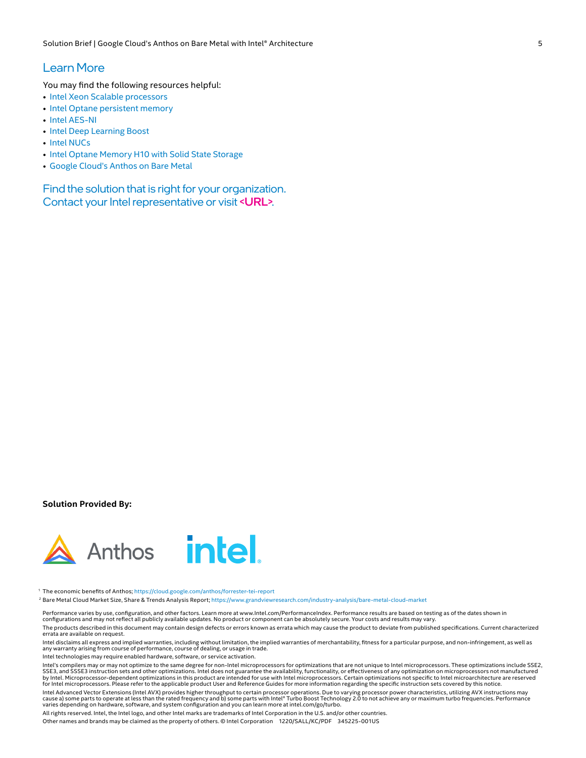## Learn More

You may find the following resources helpful:

- Intel Xeon Scalable processors
- Intel Optane persistent memory
- Intel AES-NI
- Intel Deep Learning Boost
- Intel NUCs
- Intel Optane Memory H10 with Solid State Storage
- Google Cloud's Anthos on Bare Metal

Find the solution that is right for your organization.
Contact your Intel representative or visit <URL>.

**Solution Provided By:**

Anthos intel.

[1] The economic benefits of Anthos; https://cloud.google.com/anthos/forrester-tei-report

[2] Bare Metal Cloud Market Size, Share & Trends Analysis Report; https://www.grandviewresearch.com/industry-analysis/bare-metal-cloud-market

Performance varies by use, configuration, and other factors. Learn more at www.Intel.com/PerformanceIndex. Performance results are based on testing as of the dates shown in configurations and may not reflect all publicly available updates. No product or component can be absolutely secure. Your costs and results may vary.

The products described in this document may contain design defects or errors known as errata which may cause the product to deviate from published specifications. Current characterized errata are available on request.

Intel disclaims all express and implied warranties, including without limitation, the implied warranties of merchantability, fitness for a particular purpose, and non-infringement, as well as any warranty arising from course of performance, course of dealing, or usage in trade.

Intel technologies may require enabled hardware, software, or service activation.

Intel's compilers may or may not optimize to the same degree for non-Intel microprocessors for optimizations that are not unique to Intel microprocessors. These optimizations include SSE2, SSE3, and SSSE3 instruction sets and other optimizations. Intel does not guarantee the availability, functionality, or effectiveness of any optimization on microprocessors not manufactured by Intel. Microprocessor-dependent optimizations in this product are intended for use with Intel microprocessors. Certain optimizations not specific to Intel microarchitecture are reserved for Intel microprocessors. Please refer to the applicable product User and Reference Guides for more information regarding the specific instruction sets covered by this notice.

Intel Advanced Vector Extensions (Intel AVX) provides higher throughput to certain processor operations. Due to varying processor power characteristics, utilizing AVX instructions may cause a) some parts to operate at less than the rated frequency and b) some parts with Intel® Turbo Boost Technology 2.0 to not achieve any or maximum turbo frequencies. Performance varies depending on hardware, software, and system configuration and you can learn more at intel.com/go/turbo.

All rights reserved. Intel, the Intel logo, and other Intel marks are trademarks of Intel Corporation in the U.S. and/or other countries.

Other names and brands may be claimed as the property of others. © Intel Corporation 1220/SALL/KC/PDF 345225-001US